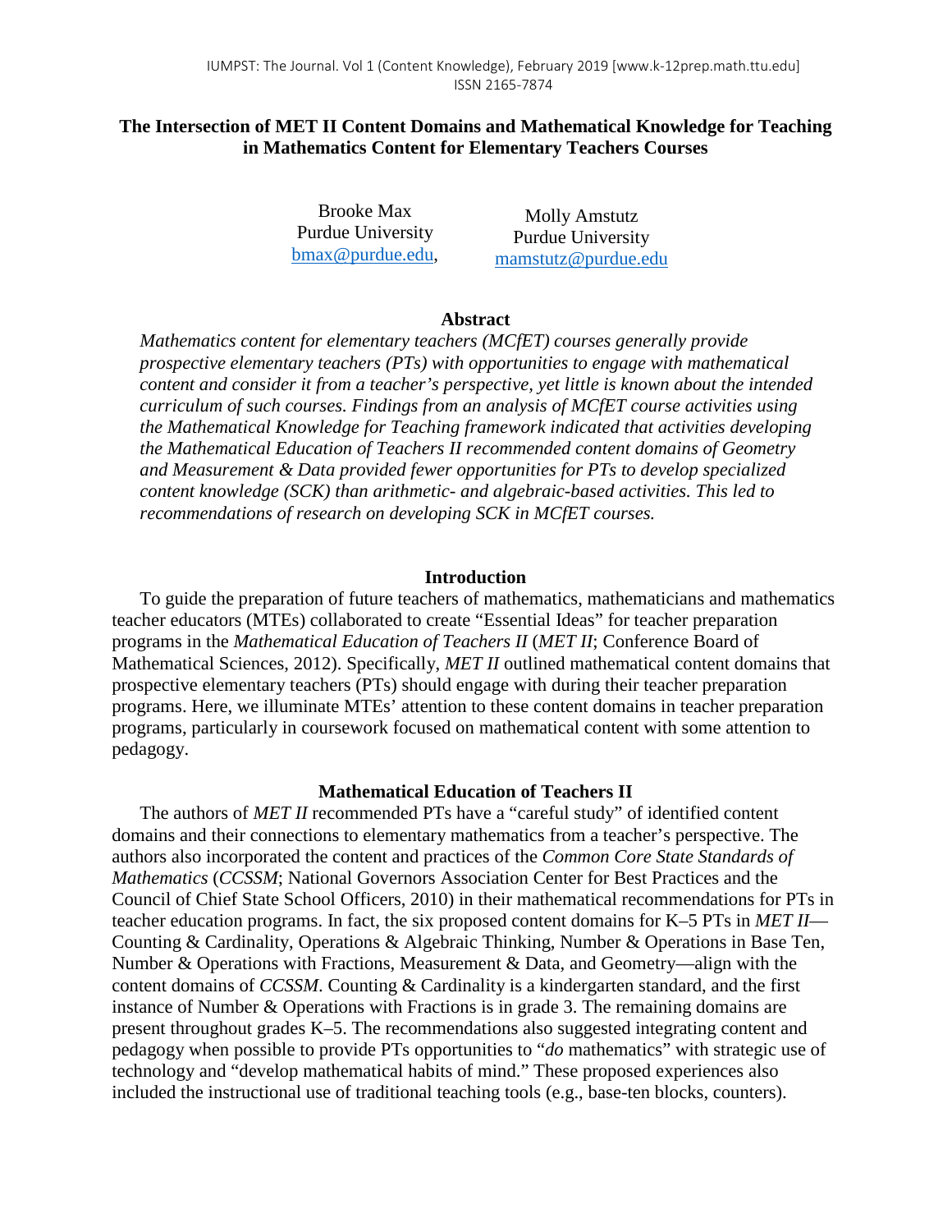# The Intersection of MET II Content Domains and Mathematical Knowledge for Teaching in Mathematics Content for Elementary Teachers Courses

Brooke Max
Purdue University
bmax@purdue.edu,

Molly Amstutz
Purdue University
mamstutz@purdue.edu

## Abstract

*Mathematics content for elementary teachers (MCfET) courses generally provide prospective elementary teachers (PTs) with opportunities to engage with mathematical content and consider it from a teacher's perspective, yet little is known about the intended curriculum of such courses. Findings from an analysis of MCfET course activities using the Mathematical Knowledge for Teaching framework indicated that activities developing the Mathematical Education of Teachers II recommended content domains of Geometry and Measurement & Data provided fewer opportunities for PTs to develop specialized content knowledge (SCK) than arithmetic- and algebraic-based activities. This led to recommendations of research on developing SCK in MCfET courses.*

## Introduction

To guide the preparation of future teachers of mathematics, mathematicians and mathematics teacher educators (MTEs) collaborated to create "Essential Ideas" for teacher preparation programs in the *Mathematical Education of Teachers II* (*MET II*; Conference Board of Mathematical Sciences, 2012). Specifically, *MET II* outlined mathematical content domains that prospective elementary teachers (PTs) should engage with during their teacher preparation programs. Here, we illuminate MTEs' attention to these content domains in teacher preparation programs, particularly in coursework focused on mathematical content with some attention to pedagogy.

## Mathematical Education of Teachers II

The authors of *MET II* recommended PTs have a "careful study" of identified content domains and their connections to elementary mathematics from a teacher's perspective. The authors also incorporated the content and practices of the *Common Core State Standards of Mathematics* (*CCSSM*; National Governors Association Center for Best Practices and the Council of Chief State School Officers, 2010) in their mathematical recommendations for PTs in teacher education programs. In fact, the six proposed content domains for K–5 PTs in *MET II*—Counting & Cardinality, Operations & Algebraic Thinking, Number & Operations in Base Ten, Number & Operations with Fractions, Measurement & Data, and Geometry—align with the content domains of *CCSSM*. Counting & Cardinality is a kindergarten standard, and the first instance of Number & Operations with Fractions is in grade 3. The remaining domains are present throughout grades K–5. The recommendations also suggested integrating content and pedagogy when possible to provide PTs opportunities to "*do* mathematics" with strategic use of technology and "develop mathematical habits of mind." These proposed experiences also included the instructional use of traditional teaching tools (e.g., base-ten blocks, counters).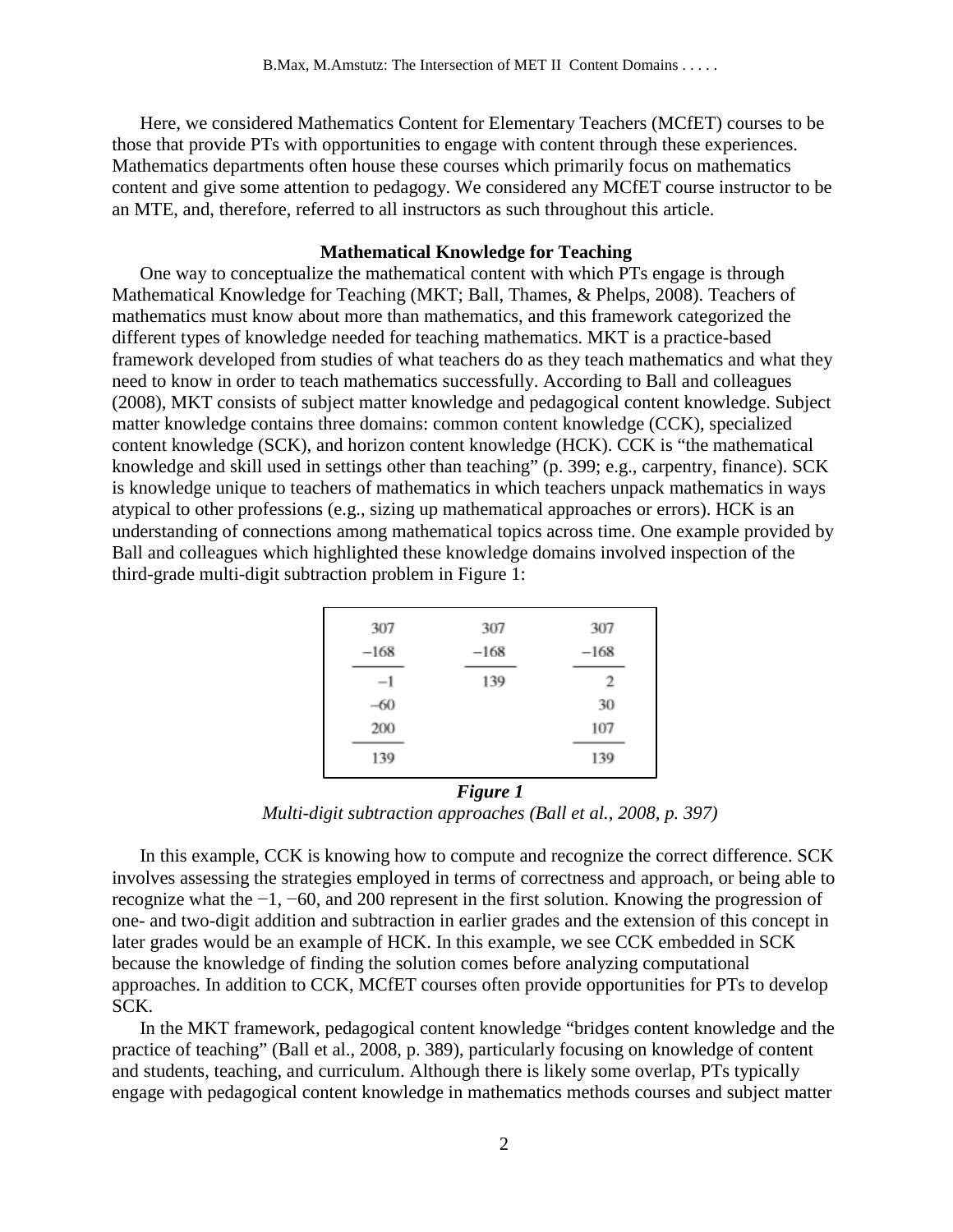Here, we considered Mathematics Content for Elementary Teachers (MCfET) courses to be those that provide PTs with opportunities to engage with content through these experiences. Mathematics departments often house these courses which primarily focus on mathematics content and give some attention to pedagogy. We considered any MCfET course instructor to be an MTE, and, therefore, referred to all instructors as such throughout this article.

## Mathematical Knowledge for Teaching

One way to conceptualize the mathematical content with which PTs engage is through Mathematical Knowledge for Teaching (MKT; Ball, Thames, & Phelps, 2008). Teachers of mathematics must know about more than mathematics, and this framework categorized the different types of knowledge needed for teaching mathematics. MKT is a practice-based framework developed from studies of what teachers do as they teach mathematics and what they need to know in order to teach mathematics successfully. According to Ball and colleagues (2008), MKT consists of subject matter knowledge and pedagogical content knowledge. Subject matter knowledge contains three domains: common content knowledge (CCK), specialized content knowledge (SCK), and horizon content knowledge (HCK). CCK is "the mathematical knowledge and skill used in settings other than teaching" (p. 399; e.g., carpentry, finance). SCK is knowledge unique to teachers of mathematics in which teachers unpack mathematics in ways atypical to other professions (e.g., sizing up mathematical approaches or errors). HCK is an understanding of connections among mathematical topics across time. One example provided by Ball and colleagues which highlighted these knowledge domains involved inspection of the third-grade multi-digit subtraction problem in Figure 1:

$$
\begin{array}{r}
307 \\
-168 \\
\hline
-1 \\
-60 \\
200 \\
\hline
139
\end{array}
\qquad\qquad
\begin{array}{r}
307 \\
-168 \\
\hline
139
\end{array}
\qquad\qquad
\begin{array}{r}
307 \\
-168 \\
\hline
2 \\
30 \\
107 \\
\hline
139
\end{array}
$$

***Figure 1***

*Multi-digit subtraction approaches (Ball et al., 2008, p. 397)*

In this example, CCK is knowing how to compute and recognize the correct difference. SCK involves assessing the strategies employed in terms of correctness and approach, or being able to recognize what the −1, −60, and 200 represent in the first solution. Knowing the progression of one- and two-digit addition and subtraction in earlier grades and the extension of this concept in later grades would be an example of HCK. In this example, we see CCK embedded in SCK because the knowledge of finding the solution comes before analyzing computational approaches. In addition to CCK, MCfET courses often provide opportunities for PTs to develop SCK.

In the MKT framework, pedagogical content knowledge "bridges content knowledge and the practice of teaching" (Ball et al., 2008, p. 389), particularly focusing on knowledge of content and students, teaching, and curriculum. Although there is likely some overlap, PTs typically engage with pedagogical content knowledge in mathematics methods courses and subject matter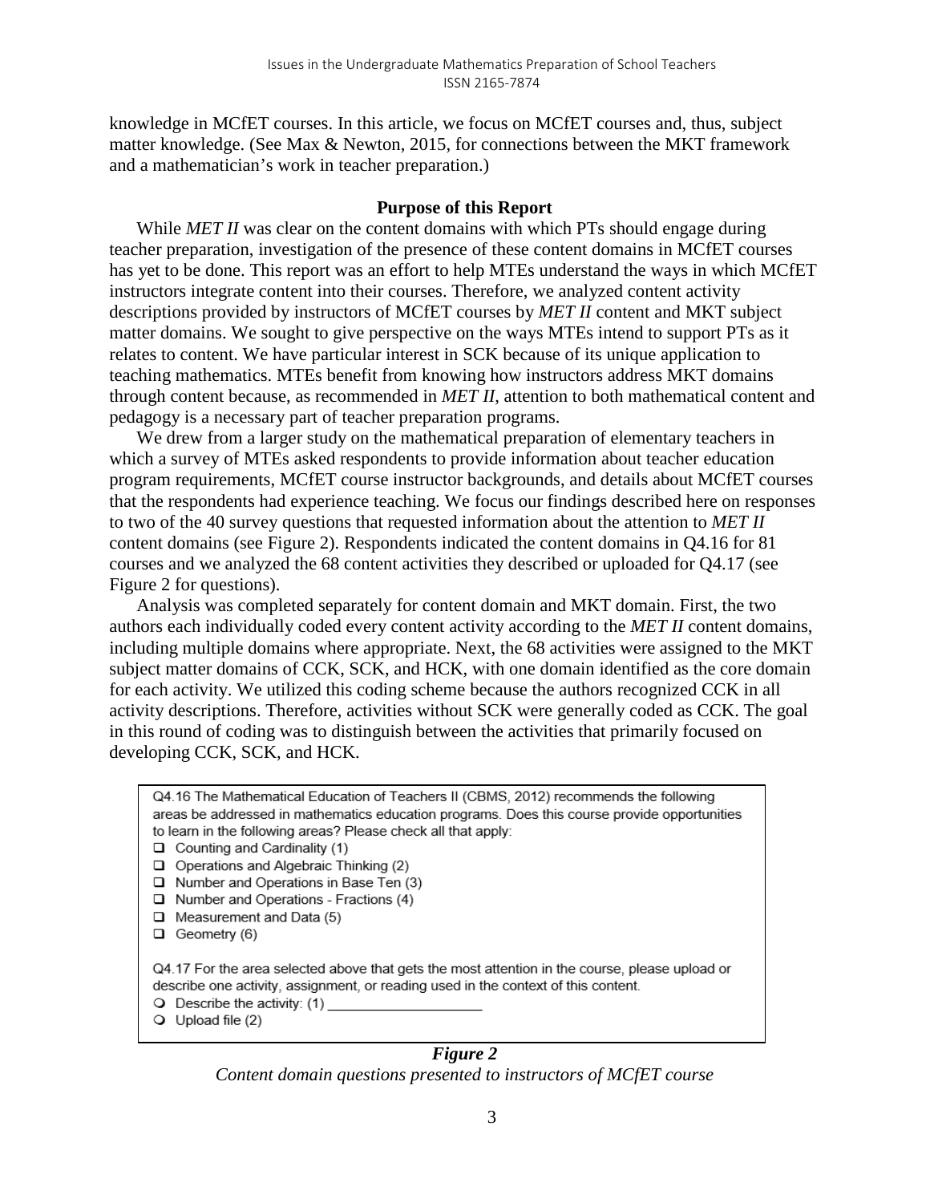knowledge in MCfET courses. In this article, we focus on MCfET courses and, thus, subject matter knowledge. (See Max & Newton, 2015, for connections between the MKT framework and a mathematician's work in teacher preparation.)

## Purpose of this Report

While *MET II* was clear on the content domains with which PTs should engage during teacher preparation, investigation of the presence of these content domains in MCfET courses has yet to be done. This report was an effort to help MTEs understand the ways in which MCfET instructors integrate content into their courses. Therefore, we analyzed content activity descriptions provided by instructors of MCfET courses by *MET II* content and MKT subject matter domains. We sought to give perspective on the ways MTEs intend to support PTs as it relates to content. We have particular interest in SCK because of its unique application to teaching mathematics. MTEs benefit from knowing how instructors address MKT domains through content because, as recommended in *MET II*, attention to both mathematical content and pedagogy is a necessary part of teacher preparation programs.

We drew from a larger study on the mathematical preparation of elementary teachers in which a survey of MTEs asked respondents to provide information about teacher education program requirements, MCfET course instructor backgrounds, and details about MCfET courses that the respondents had experience teaching. We focus our findings described here on responses to two of the 40 survey questions that requested information about the attention to *MET II* content domains (see Figure 2). Respondents indicated the content domains in Q4.16 for 81 courses and we analyzed the 68 content activities they described or uploaded for Q4.17 (see Figure 2 for questions).

Analysis was completed separately for content domain and MKT domain. First, the two authors each individually coded every content activity according to the *MET II* content domains, including multiple domains where appropriate. Next, the 68 activities were assigned to the MKT subject matter domains of CCK, SCK, and HCK, with one domain identified as the core domain for each activity. We utilized this coding scheme because the authors recognized CCK in all activity descriptions. Therefore, activities without SCK were generally coded as CCK. The goal in this round of coding was to distinguish between the activities that primarily focused on developing CCK, SCK, and HCK.

Q4.16 The Mathematical Education of Teachers II (CBMS, 2012) recommends the following areas be addressed in mathematics education programs. Does this course provide opportunities to learn in the following areas? Please check all that apply:

- ☐ Counting and Cardinality (1)
- ☐ Operations and Algebraic Thinking (2)
- ☐ Number and Operations in Base Ten (3)
- ☐ Number and Operations - Fractions (4)
- ☐ Measurement and Data (5)
- ☐ Geometry (6)

Q4.17 For the area selected above that gets the most attention in the course, please upload or describe one activity, assignment, or reading used in the context of this content.

- ○ Describe the activity: (1) ____________________
- ○ Upload file (2)

***Figure 2***

*Content domain questions presented to instructors of MCfET course*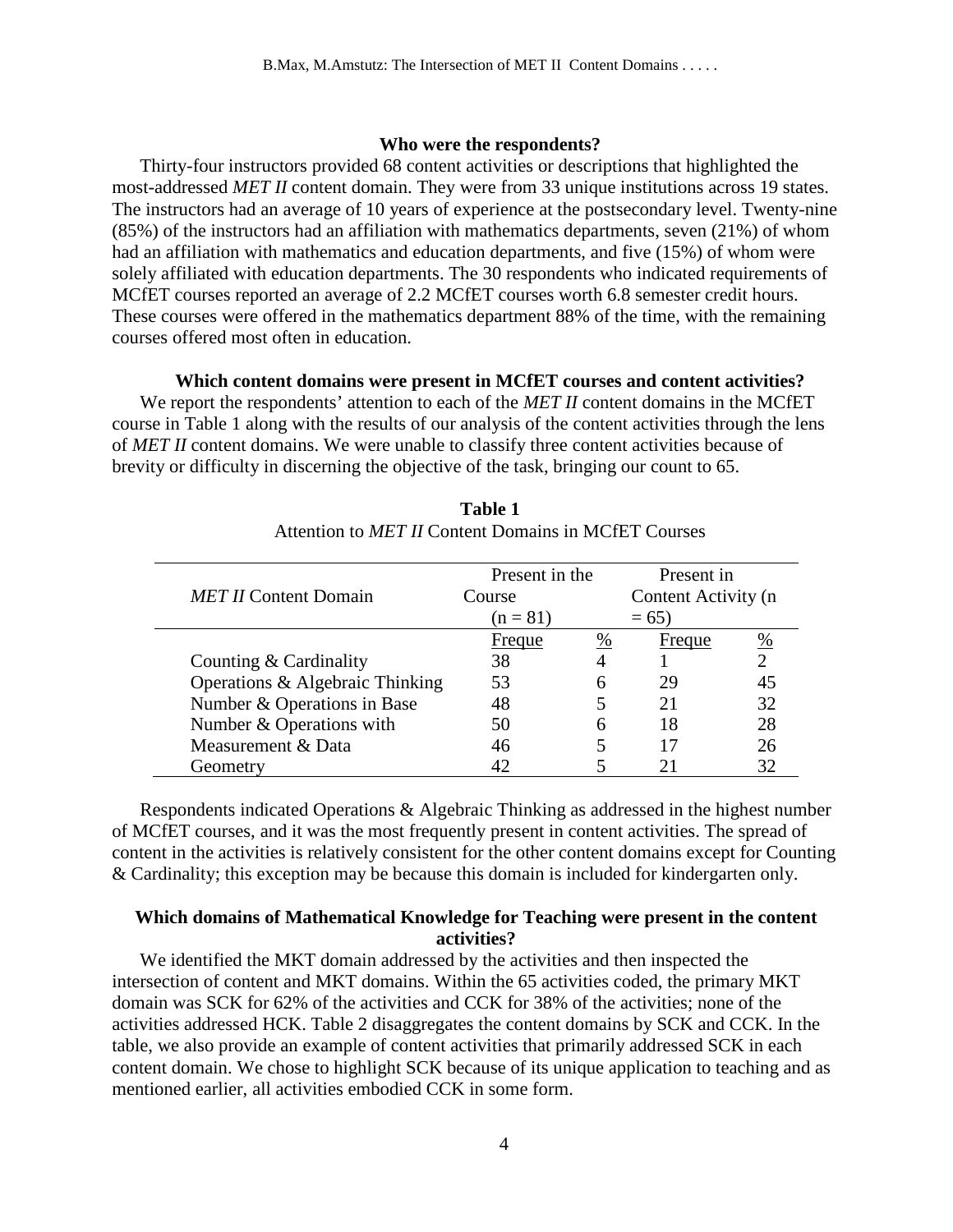### Who were the respondents?

Thirty-four instructors provided 68 content activities or descriptions that highlighted the most-addressed *MET II* content domain. They were from 33 unique institutions across 19 states. The instructors had an average of 10 years of experience at the postsecondary level. Twenty-nine (85%) of the instructors had an affiliation with mathematics departments, seven (21%) of whom had an affiliation with mathematics and education departments, and five (15%) of whom were solely affiliated with education departments. The 30 respondents who indicated requirements of MCfET courses reported an average of 2.2 MCfET courses worth 6.8 semester credit hours. These courses were offered in the mathematics department 88% of the time, with the remaining courses offered most often in education.

### Which content domains were present in MCfET courses and content activities?

We report the respondents' attention to each of the *MET II* content domains in the MCfET course in Table 1 along with the results of our analysis of the content activities through the lens of *MET II* content domains. We were unable to classify three content activities because of brevity or difficulty in discerning the objective of the task, bringing our count to 65.

**Table 1**

Attention to *MET II* Content Domains in MCfET Courses

| *MET II* Content Domain | Present in the Course (n = 81) | | Present in Content Activity (n = 65) | |
|---|---|---|---|---|
| | Freque | % | Freque | % |
| Counting & Cardinality | 38 | 4 | 1 | 2 |
| Operations & Algebraic Thinking | 53 | 6 | 29 | 45 |
| Number & Operations in Base | 48 | 5 | 21 | 32 |
| Number & Operations with | 50 | 6 | 18 | 28 |
| Measurement & Data | 46 | 5 | 17 | 26 |
| Geometry | 42 | 5 | 21 | 32 |

Respondents indicated Operations & Algebraic Thinking as addressed in the highest number of MCfET courses, and it was the most frequently present in content activities. The spread of content in the activities is relatively consistent for the other content domains except for Counting & Cardinality; this exception may be because this domain is included for kindergarten only.

### Which domains of Mathematical Knowledge for Teaching were present in the content activities?

We identified the MKT domain addressed by the activities and then inspected the intersection of content and MKT domains. Within the 65 activities coded, the primary MKT domain was SCK for 62% of the activities and CCK for 38% of the activities; none of the activities addressed HCK. Table 2 disaggregates the content domains by SCK and CCK. In the table, we also provide an example of content activities that primarily addressed SCK in each content domain. We chose to highlight SCK because of its unique application to teaching and as mentioned earlier, all activities embodied CCK in some form.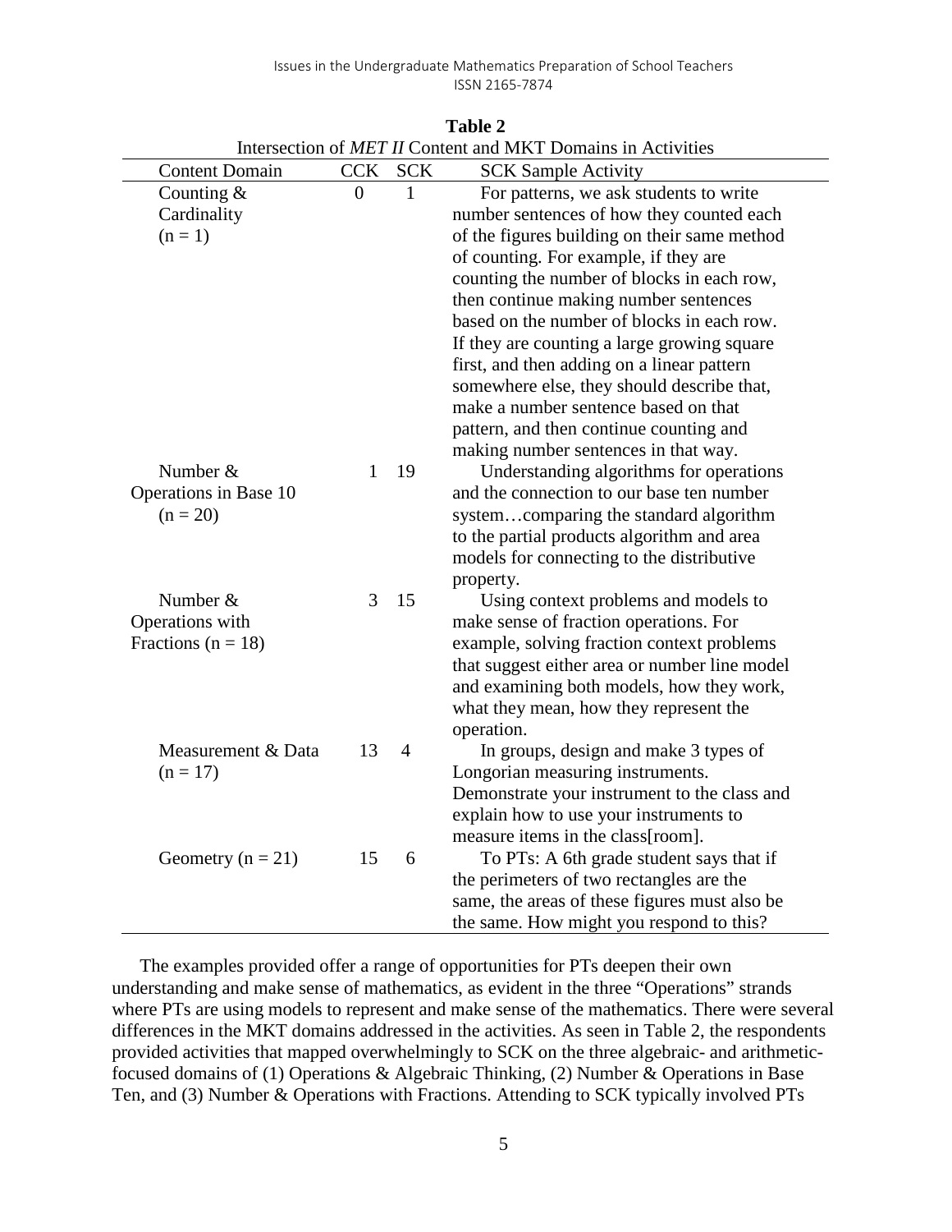**Table 2**
Intersection of *MET II* Content and MKT Domains in Activities

| Content Domain | CCK | SCK | SCK Sample Activity |
|---|---|---|---|
| Counting & Cardinality (n = 1) | 0 | 1 | For patterns, we ask students to write number sentences of how they counted each of the figures building on their same method of counting. For example, if they are counting the number of blocks in each row, then continue making number sentences based on the number of blocks in each row. If they are counting a large growing square first, and then adding on a linear pattern somewhere else, they should describe that, make a number sentence based on that pattern, and then continue counting and making number sentences in that way. |
| Number & Operations in Base 10 (n = 20) | 1 | 19 | Understanding algorithms for operations and the connection to our base ten number system…comparing the standard algorithm to the partial products algorithm and area models for connecting to the distributive property. |
| Number & Operations with Fractions (n = 18) | 3 | 15 | Using context problems and models to make sense of fraction operations. For example, solving fraction context problems that suggest either area or number line model and examining both models, how they work, what they mean, how they represent the operation. |
| Measurement & Data (n = 17) | 13 | 4 | In groups, design and make 3 types of Longorian measuring instruments. Demonstrate your instrument to the class and explain how to use your instruments to measure items in the class[room]. |
| Geometry (n = 21) | 15 | 6 | To PTs: A 6th grade student says that if the perimeters of two rectangles are the same, the areas of these figures must also be the same. How might you respond to this? |

The examples provided offer a range of opportunities for PTs deepen their own understanding and make sense of mathematics, as evident in the three "Operations" strands where PTs are using models to represent and make sense of the mathematics. There were several differences in the MKT domains addressed in the activities. As seen in Table 2, the respondents provided activities that mapped overwhelmingly to SCK on the three algebraic- and arithmetic-focused domains of (1) Operations & Algebraic Thinking, (2) Number & Operations in Base Ten, and (3) Number & Operations with Fractions. Attending to SCK typically involved PTs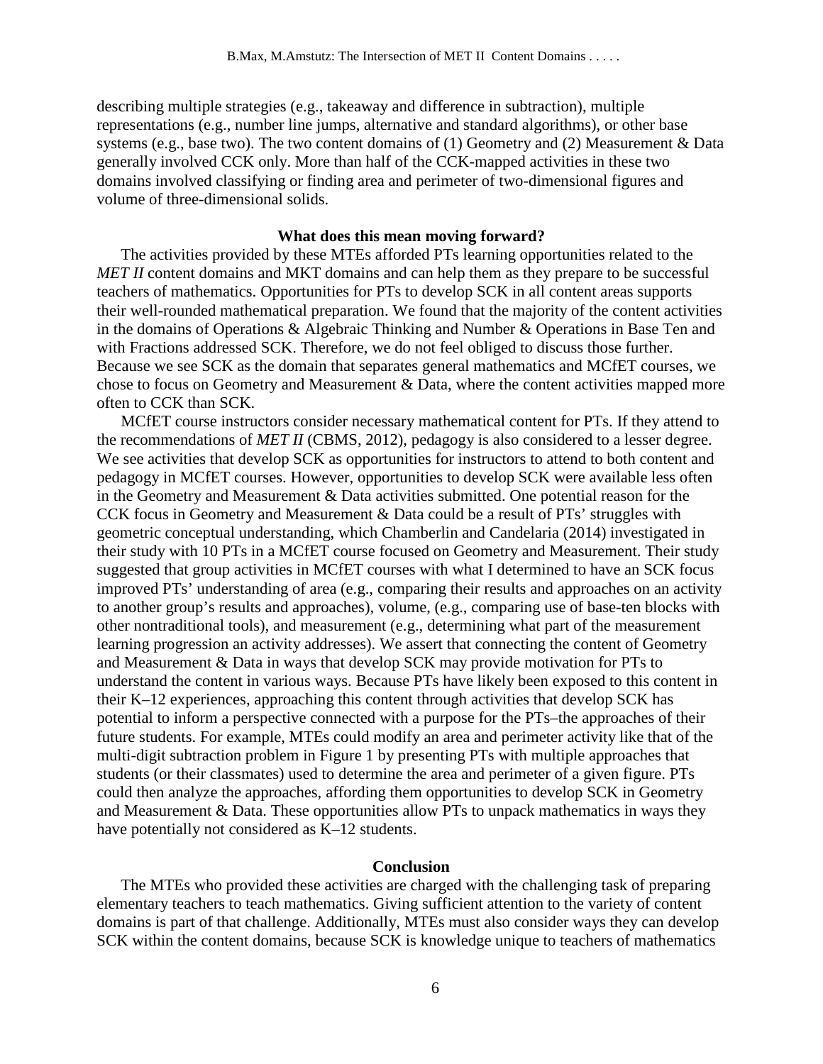describing multiple strategies (e.g., takeaway and difference in subtraction), multiple representations (e.g., number line jumps, alternative and standard algorithms), or other base systems (e.g., base two). The two content domains of (1) Geometry and (2) Measurement & Data generally involved CCK only. More than half of the CCK-mapped activities in these two domains involved classifying or finding area and perimeter of two-dimensional figures and volume of three-dimensional solids.

## What does this mean moving forward?

The activities provided by these MTEs afforded PTs learning opportunities related to the *MET II* content domains and MKT domains and can help them as they prepare to be successful teachers of mathematics. Opportunities for PTs to develop SCK in all content areas supports their well-rounded mathematical preparation. We found that the majority of the content activities in the domains of Operations & Algebraic Thinking and Number & Operations in Base Ten and with Fractions addressed SCK. Therefore, we do not feel obliged to discuss those further. Because we see SCK as the domain that separates general mathematics and MCfET courses, we chose to focus on Geometry and Measurement & Data, where the content activities mapped more often to CCK than SCK.

MCfET course instructors consider necessary mathematical content for PTs. If they attend to the recommendations of *MET II* (CBMS, 2012), pedagogy is also considered to a lesser degree. We see activities that develop SCK as opportunities for instructors to attend to both content and pedagogy in MCfET courses. However, opportunities to develop SCK were available less often in the Geometry and Measurement & Data activities submitted. One potential reason for the CCK focus in Geometry and Measurement & Data could be a result of PTs' struggles with geometric conceptual understanding, which Chamberlin and Candelaria (2014) investigated in their study with 10 PTs in a MCfET course focused on Geometry and Measurement. Their study suggested that group activities in MCfET courses with what I determined to have an SCK focus improved PTs' understanding of area (e.g., comparing their results and approaches on an activity to another group's results and approaches), volume, (e.g., comparing use of base-ten blocks with other nontraditional tools), and measurement (e.g., determining what part of the measurement learning progression an activity addresses). We assert that connecting the content of Geometry and Measurement & Data in ways that develop SCK may provide motivation for PTs to understand the content in various ways. Because PTs have likely been exposed to this content in their K–12 experiences, approaching this content through activities that develop SCK has potential to inform a perspective connected with a purpose for the PTs–the approaches of their future students. For example, MTEs could modify an area and perimeter activity like that of the multi-digit subtraction problem in Figure 1 by presenting PTs with multiple approaches that students (or their classmates) used to determine the area and perimeter of a given figure. PTs could then analyze the approaches, affording them opportunities to develop SCK in Geometry and Measurement & Data. These opportunities allow PTs to unpack mathematics in ways they have potentially not considered as K–12 students.

## Conclusion

The MTEs who provided these activities are charged with the challenging task of preparing elementary teachers to teach mathematics. Giving sufficient attention to the variety of content domains is part of that challenge. Additionally, MTEs must also consider ways they can develop SCK within the content domains, because SCK is knowledge unique to teachers of mathematics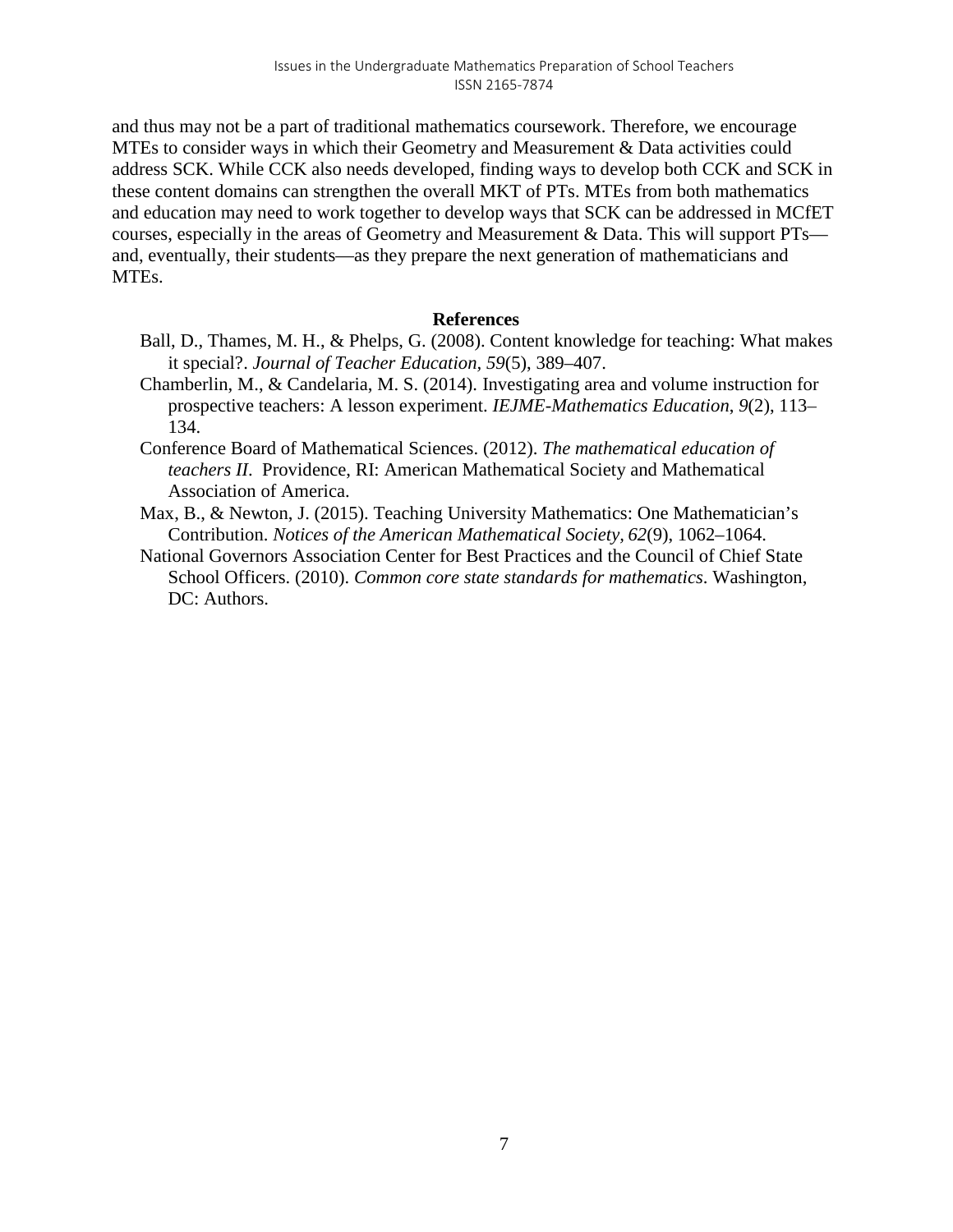and thus may not be a part of traditional mathematics coursework. Therefore, we encourage MTEs to consider ways in which their Geometry and Measurement & Data activities could address SCK. While CCK also needs developed, finding ways to develop both CCK and SCK in these content domains can strengthen the overall MKT of PTs. MTEs from both mathematics and education may need to work together to develop ways that SCK can be addressed in MCfET courses, especially in the areas of Geometry and Measurement & Data. This will support PTs—and, eventually, their students—as they prepare the next generation of mathematicians and MTEs.

## References

Ball, D., Thames, M. H., & Phelps, G. (2008). Content knowledge for teaching: What makes it special?. *Journal of Teacher Education*, *59*(5), 389–407.

Chamberlin, M., & Candelaria, M. S. (2014). Investigating area and volume instruction for prospective teachers: A lesson experiment. *IEJME-Mathematics Education*, *9*(2), 113–134.

Conference Board of Mathematical Sciences. (2012). *The mathematical education of teachers II*. Providence, RI: American Mathematical Society and Mathematical Association of America.

Max, B., & Newton, J. (2015). Teaching University Mathematics: One Mathematician's Contribution. *Notices of the American Mathematical Society*, *62*(9), 1062–1064.

National Governors Association Center for Best Practices and the Council of Chief State School Officers. (2010). *Common core state standards for mathematics*. Washington, DC: Authors.